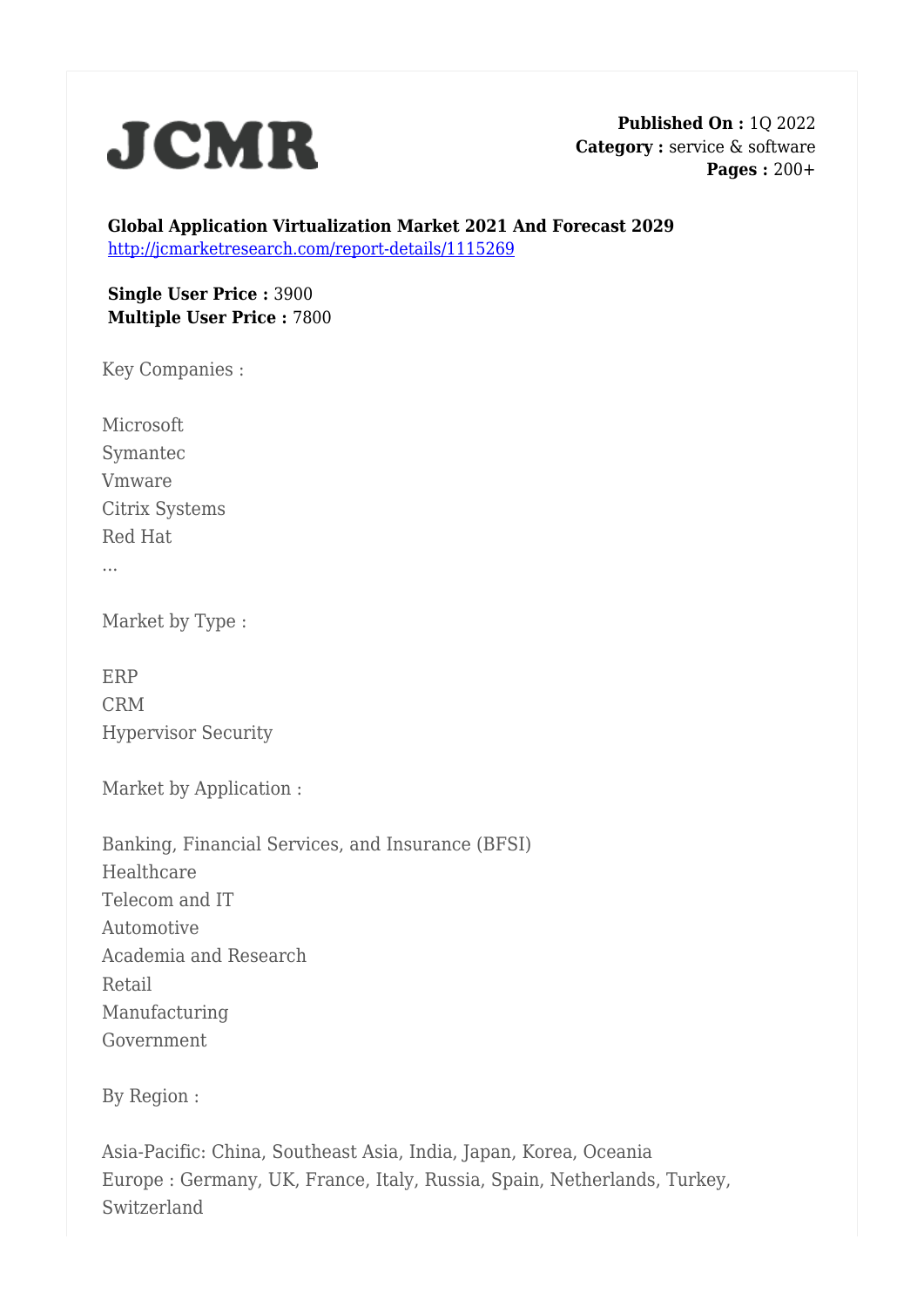# JCMR

**Published On :** 1Q 2022
**Category :** service & software
**Pages :** 200+

**Global Application Virtualization Market 2021 And Forecast 2029**
http://jcmarketresearch.com/report-details/1115269

**Single User Price :** 3900
**Multiple User Price :** 7800

Key Companies :

Microsoft
Symantec
Vmware
Citrix Systems
Red Hat
...

Market by Type :

ERP
CRM
Hypervisor Security

Market by Application :

Banking, Financial Services, and Insurance (BFSI)
Healthcare
Telecom and IT
Automotive
Academia and Research
Retail
Manufacturing
Government

By Region :

Asia-Pacific: China, Southeast Asia, India, Japan, Korea, Oceania
Europe : Germany, UK, France, Italy, Russia, Spain, Netherlands, Turkey, Switzerland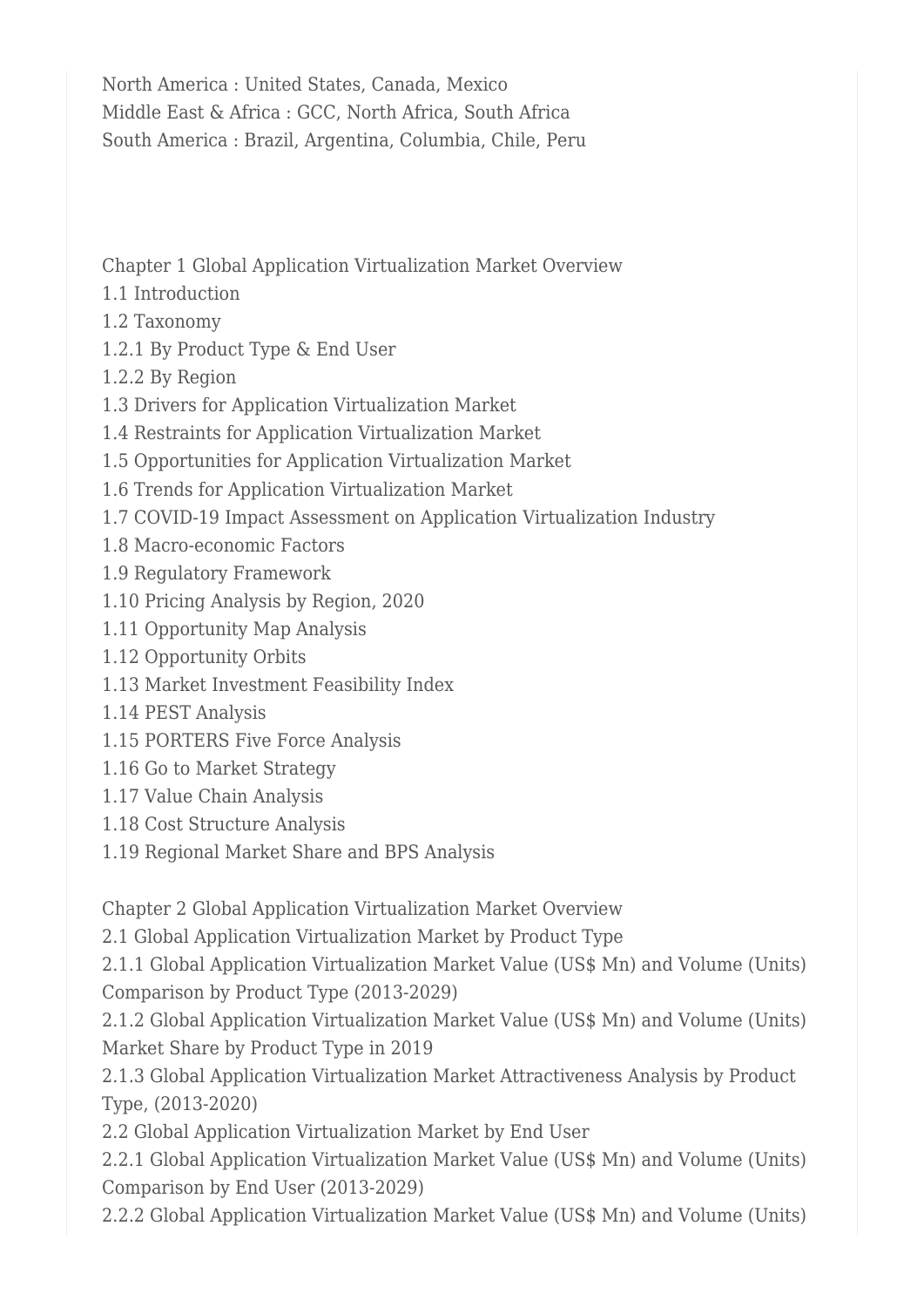North America : United States, Canada, Mexico
Middle East & Africa : GCC, North Africa, South Africa
South America : Brazil, Argentina, Columbia, Chile, Peru

Chapter 1 Global Application Virtualization Market Overview
1.1 Introduction
1.2 Taxonomy
1.2.1 By Product Type & End User
1.2.2 By Region
1.3 Drivers for Application Virtualization Market
1.4 Restraints for Application Virtualization Market
1.5 Opportunities for Application Virtualization Market
1.6 Trends for Application Virtualization Market
1.7 COVID-19 Impact Assessment on Application Virtualization Industry
1.8 Macro-economic Factors
1.9 Regulatory Framework
1.10 Pricing Analysis by Region, 2020
1.11 Opportunity Map Analysis
1.12 Opportunity Orbits
1.13 Market Investment Feasibility Index
1.14 PEST Analysis
1.15 PORTERS Five Force Analysis
1.16 Go to Market Strategy
1.17 Value Chain Analysis
1.18 Cost Structure Analysis
1.19 Regional Market Share and BPS Analysis

Chapter 2 Global Application Virtualization Market Overview
2.1 Global Application Virtualization Market by Product Type
2.1.1 Global Application Virtualization Market Value (US$ Mn) and Volume (Units) Comparison by Product Type (2013-2029)
2.1.2 Global Application Virtualization Market Value (US$ Mn) and Volume (Units) Market Share by Product Type in 2019
2.1.3 Global Application Virtualization Market Attractiveness Analysis by Product Type, (2013-2020)
2.2 Global Application Virtualization Market by End User
2.2.1 Global Application Virtualization Market Value (US$ Mn) and Volume (Units) Comparison by End User (2013-2029)
2.2.2 Global Application Virtualization Market Value (US$ Mn) and Volume (Units)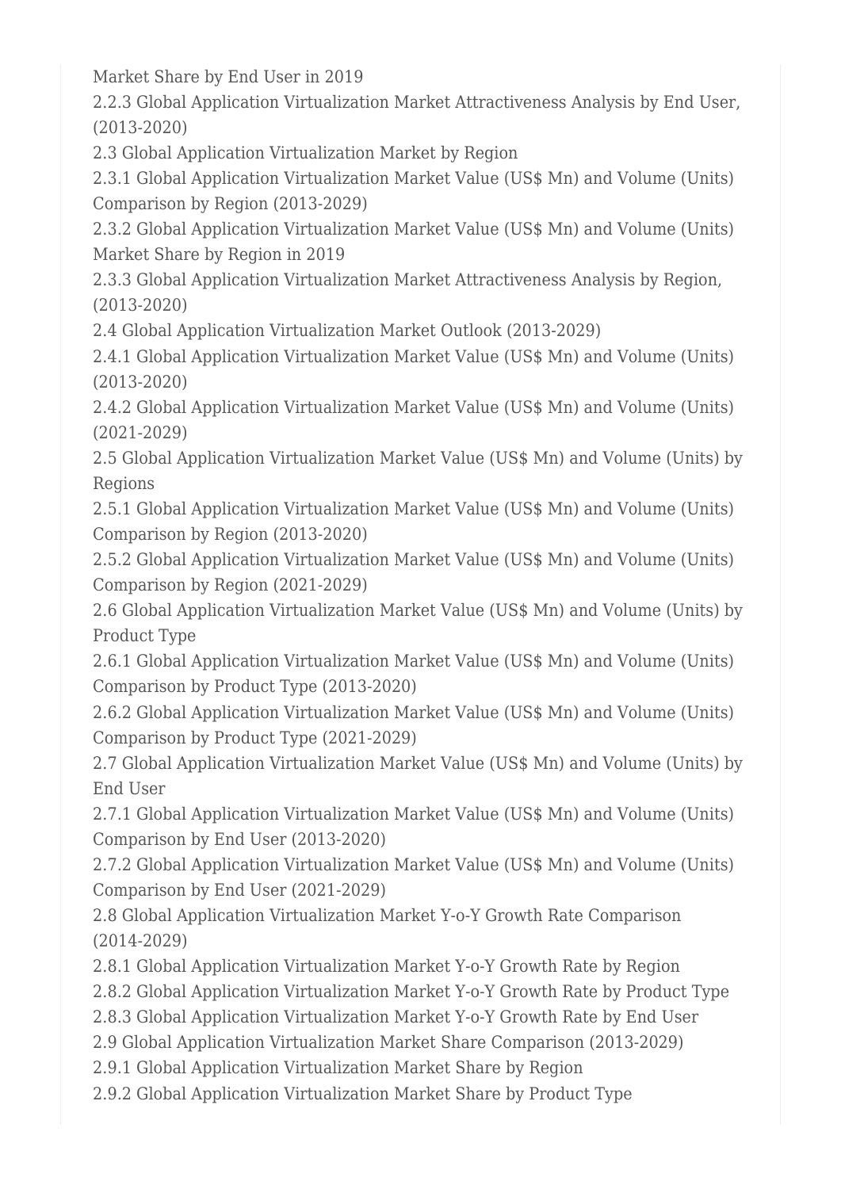Market Share by End User in 2019

2.2.3 Global Application Virtualization Market Attractiveness Analysis by End User, (2013-2020)

2.3 Global Application Virtualization Market by Region

2.3.1 Global Application Virtualization Market Value (US$ Mn) and Volume (Units) Comparison by Region (2013-2029)

2.3.2 Global Application Virtualization Market Value (US$ Mn) and Volume (Units) Market Share by Region in 2019

2.3.3 Global Application Virtualization Market Attractiveness Analysis by Region, (2013-2020)

2.4 Global Application Virtualization Market Outlook (2013-2029)

2.4.1 Global Application Virtualization Market Value (US$ Mn) and Volume (Units) (2013-2020)

2.4.2 Global Application Virtualization Market Value (US$ Mn) and Volume (Units) (2021-2029)

2.5 Global Application Virtualization Market Value (US$ Mn) and Volume (Units) by Regions

2.5.1 Global Application Virtualization Market Value (US$ Mn) and Volume (Units) Comparison by Region (2013-2020)

2.5.2 Global Application Virtualization Market Value (US$ Mn) and Volume (Units) Comparison by Region (2021-2029)

2.6 Global Application Virtualization Market Value (US$ Mn) and Volume (Units) by Product Type

2.6.1 Global Application Virtualization Market Value (US$ Mn) and Volume (Units) Comparison by Product Type (2013-2020)

2.6.2 Global Application Virtualization Market Value (US$ Mn) and Volume (Units) Comparison by Product Type (2021-2029)

2.7 Global Application Virtualization Market Value (US$ Mn) and Volume (Units) by End User

2.7.1 Global Application Virtualization Market Value (US$ Mn) and Volume (Units) Comparison by End User (2013-2020)

2.7.2 Global Application Virtualization Market Value (US$ Mn) and Volume (Units) Comparison by End User (2021-2029)

2.8 Global Application Virtualization Market Y-o-Y Growth Rate Comparison (2014-2029)

2.8.1 Global Application Virtualization Market Y-o-Y Growth Rate by Region

2.8.2 Global Application Virtualization Market Y-o-Y Growth Rate by Product Type

2.8.3 Global Application Virtualization Market Y-o-Y Growth Rate by End User

2.9 Global Application Virtualization Market Share Comparison (2013-2029)

2.9.1 Global Application Virtualization Market Share by Region

2.9.2 Global Application Virtualization Market Share by Product Type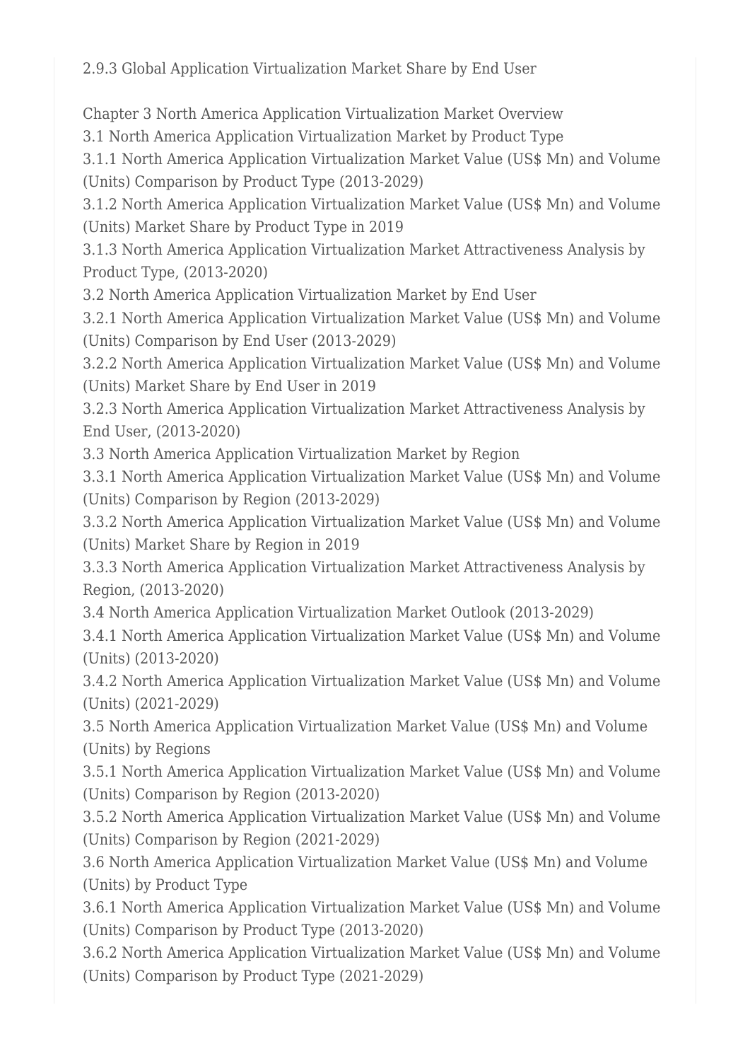2.9.3 Global Application Virtualization Market Share by End User

Chapter 3 North America Application Virtualization Market Overview
3.1 North America Application Virtualization Market by Product Type
3.1.1 North America Application Virtualization Market Value (US$ Mn) and Volume (Units) Comparison by Product Type (2013-2029)
3.1.2 North America Application Virtualization Market Value (US$ Mn) and Volume (Units) Market Share by Product Type in 2019
3.1.3 North America Application Virtualization Market Attractiveness Analysis by Product Type, (2013-2020)
3.2 North America Application Virtualization Market by End User
3.2.1 North America Application Virtualization Market Value (US$ Mn) and Volume (Units) Comparison by End User (2013-2029)
3.2.2 North America Application Virtualization Market Value (US$ Mn) and Volume (Units) Market Share by End User in 2019
3.2.3 North America Application Virtualization Market Attractiveness Analysis by End User, (2013-2020)
3.3 North America Application Virtualization Market by Region
3.3.1 North America Application Virtualization Market Value (US$ Mn) and Volume (Units) Comparison by Region (2013-2029)
3.3.2 North America Application Virtualization Market Value (US$ Mn) and Volume (Units) Market Share by Region in 2019
3.3.3 North America Application Virtualization Market Attractiveness Analysis by Region, (2013-2020)
3.4 North America Application Virtualization Market Outlook (2013-2029)
3.4.1 North America Application Virtualization Market Value (US$ Mn) and Volume (Units) (2013-2020)
3.4.2 North America Application Virtualization Market Value (US$ Mn) and Volume (Units) (2021-2029)
3.5 North America Application Virtualization Market Value (US$ Mn) and Volume (Units) by Regions
3.5.1 North America Application Virtualization Market Value (US$ Mn) and Volume (Units) Comparison by Region (2013-2020)
3.5.2 North America Application Virtualization Market Value (US$ Mn) and Volume (Units) Comparison by Region (2021-2029)
3.6 North America Application Virtualization Market Value (US$ Mn) and Volume (Units) by Product Type
3.6.1 North America Application Virtualization Market Value (US$ Mn) and Volume (Units) Comparison by Product Type (2013-2020)
3.6.2 North America Application Virtualization Market Value (US$ Mn) and Volume (Units) Comparison by Product Type (2021-2029)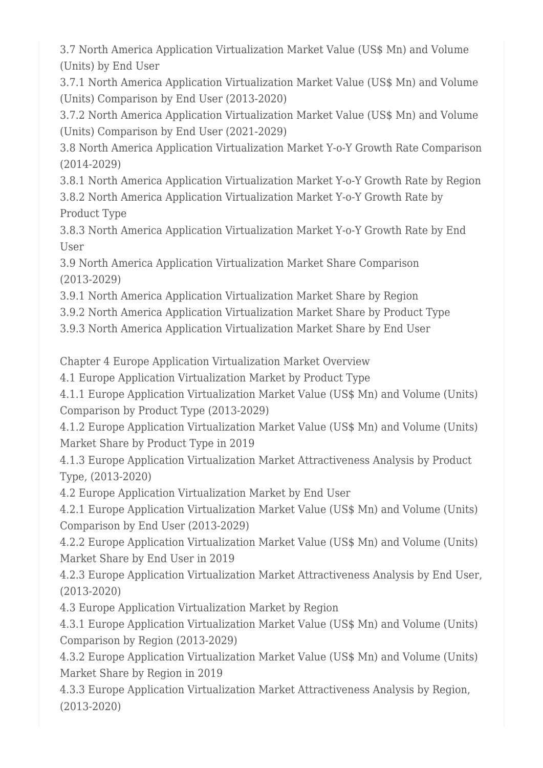3.7 North America Application Virtualization Market Value (US$ Mn) and Volume (Units) by End User

3.7.1 North America Application Virtualization Market Value (US$ Mn) and Volume (Units) Comparison by End User (2013-2020)

3.7.2 North America Application Virtualization Market Value (US$ Mn) and Volume (Units) Comparison by End User (2021-2029)

3.8 North America Application Virtualization Market Y-o-Y Growth Rate Comparison (2014-2029)

3.8.1 North America Application Virtualization Market Y-o-Y Growth Rate by Region

3.8.2 North America Application Virtualization Market Y-o-Y Growth Rate by Product Type

3.8.3 North America Application Virtualization Market Y-o-Y Growth Rate by End User

3.9 North America Application Virtualization Market Share Comparison (2013-2029)

3.9.1 North America Application Virtualization Market Share by Region

3.9.2 North America Application Virtualization Market Share by Product Type

3.9.3 North America Application Virtualization Market Share by End User

Chapter 4 Europe Application Virtualization Market Overview

4.1 Europe Application Virtualization Market by Product Type

4.1.1 Europe Application Virtualization Market Value (US$ Mn) and Volume (Units) Comparison by Product Type (2013-2029)

4.1.2 Europe Application Virtualization Market Value (US$ Mn) and Volume (Units) Market Share by Product Type in 2019

4.1.3 Europe Application Virtualization Market Attractiveness Analysis by Product Type, (2013-2020)

4.2 Europe Application Virtualization Market by End User

4.2.1 Europe Application Virtualization Market Value (US$ Mn) and Volume (Units) Comparison by End User (2013-2029)

4.2.2 Europe Application Virtualization Market Value (US$ Mn) and Volume (Units) Market Share by End User in 2019

4.2.3 Europe Application Virtualization Market Attractiveness Analysis by End User, (2013-2020)

4.3 Europe Application Virtualization Market by Region

4.3.1 Europe Application Virtualization Market Value (US$ Mn) and Volume (Units) Comparison by Region (2013-2029)

4.3.2 Europe Application Virtualization Market Value (US$ Mn) and Volume (Units) Market Share by Region in 2019

4.3.3 Europe Application Virtualization Market Attractiveness Analysis by Region, (2013-2020)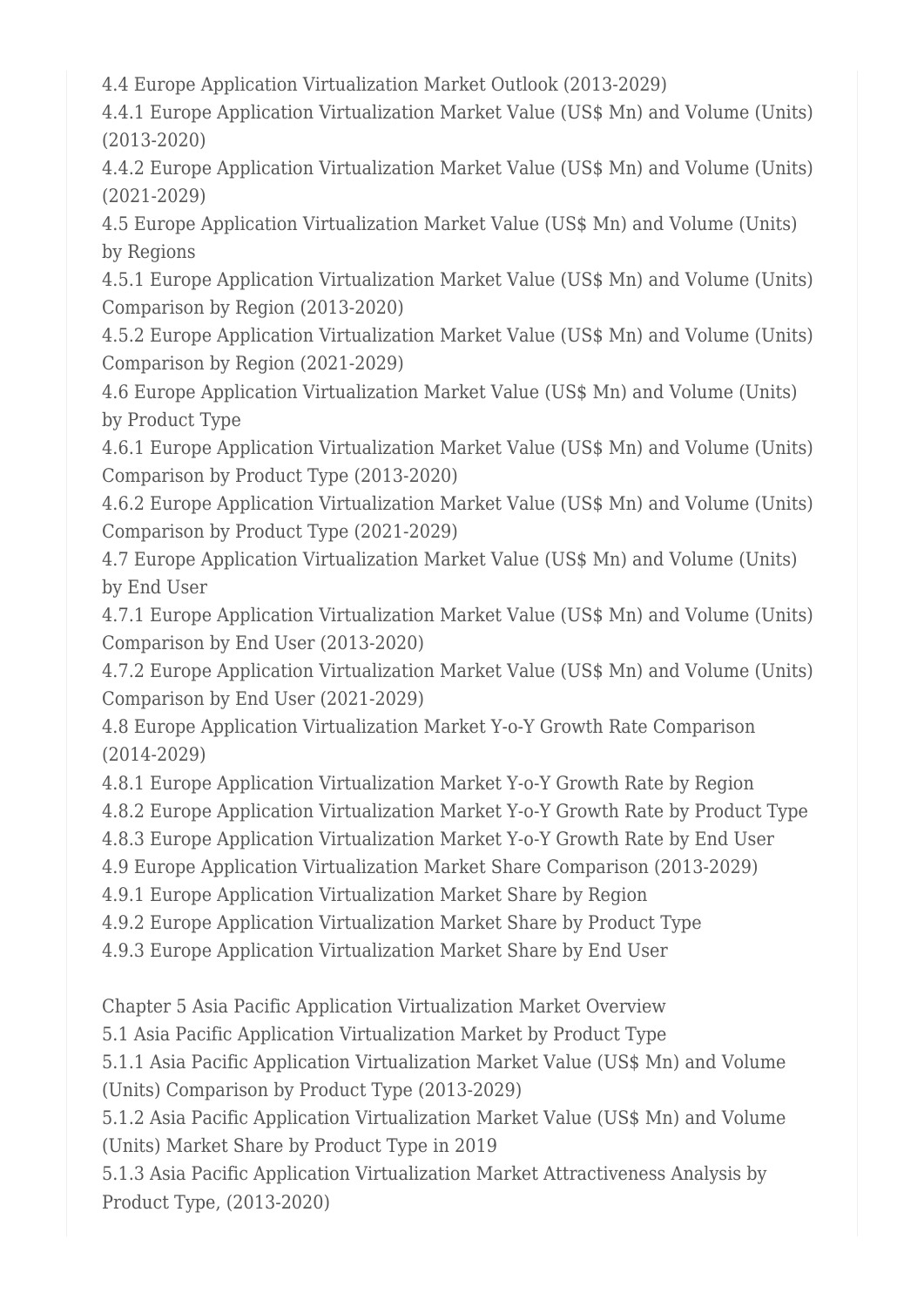4.4 Europe Application Virtualization Market Outlook (2013-2029)
4.4.1 Europe Application Virtualization Market Value (US$ Mn) and Volume (Units) (2013-2020)
4.4.2 Europe Application Virtualization Market Value (US$ Mn) and Volume (Units) (2021-2029)
4.5 Europe Application Virtualization Market Value (US$ Mn) and Volume (Units) by Regions
4.5.1 Europe Application Virtualization Market Value (US$ Mn) and Volume (Units) Comparison by Region (2013-2020)
4.5.2 Europe Application Virtualization Market Value (US$ Mn) and Volume (Units) Comparison by Region (2021-2029)
4.6 Europe Application Virtualization Market Value (US$ Mn) and Volume (Units) by Product Type
4.6.1 Europe Application Virtualization Market Value (US$ Mn) and Volume (Units) Comparison by Product Type (2013-2020)
4.6.2 Europe Application Virtualization Market Value (US$ Mn) and Volume (Units) Comparison by Product Type (2021-2029)
4.7 Europe Application Virtualization Market Value (US$ Mn) and Volume (Units) by End User
4.7.1 Europe Application Virtualization Market Value (US$ Mn) and Volume (Units) Comparison by End User (2013-2020)
4.7.2 Europe Application Virtualization Market Value (US$ Mn) and Volume (Units) Comparison by End User (2021-2029)
4.8 Europe Application Virtualization Market Y-o-Y Growth Rate Comparison (2014-2029)
4.8.1 Europe Application Virtualization Market Y-o-Y Growth Rate by Region
4.8.2 Europe Application Virtualization Market Y-o-Y Growth Rate by Product Type
4.8.3 Europe Application Virtualization Market Y-o-Y Growth Rate by End User
4.9 Europe Application Virtualization Market Share Comparison (2013-2029)
4.9.1 Europe Application Virtualization Market Share by Region
4.9.2 Europe Application Virtualization Market Share by Product Type
4.9.3 Europe Application Virtualization Market Share by End User

Chapter 5 Asia Pacific Application Virtualization Market Overview
5.1 Asia Pacific Application Virtualization Market by Product Type
5.1.1 Asia Pacific Application Virtualization Market Value (US$ Mn) and Volume (Units) Comparison by Product Type (2013-2029)
5.1.2 Asia Pacific Application Virtualization Market Value (US$ Mn) and Volume (Units) Market Share by Product Type in 2019
5.1.3 Asia Pacific Application Virtualization Market Attractiveness Analysis by Product Type, (2013-2020)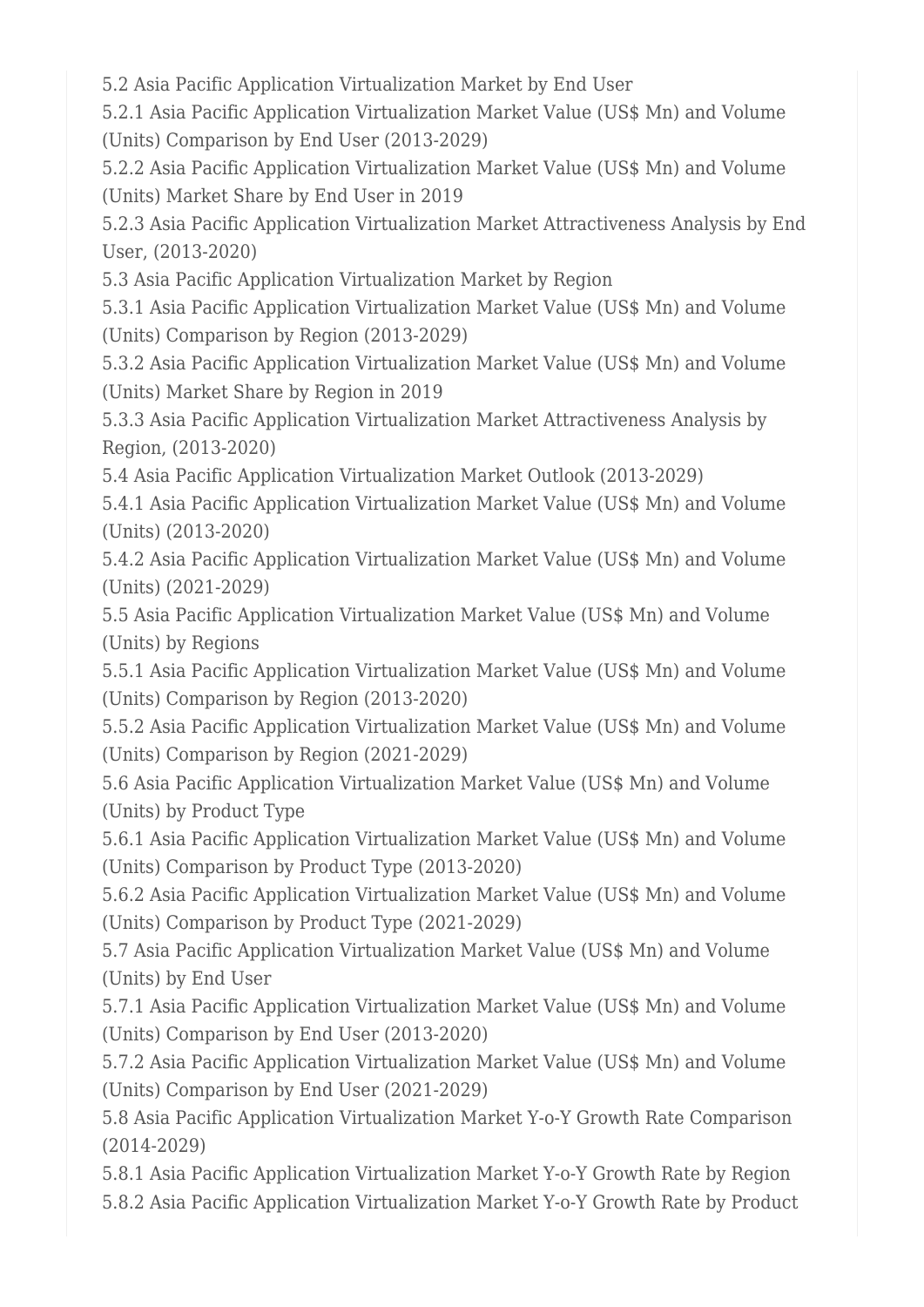5.2 Asia Pacific Application Virtualization Market by End User
5.2.1 Asia Pacific Application Virtualization Market Value (US$ Mn) and Volume (Units) Comparison by End User (2013-2029)
5.2.2 Asia Pacific Application Virtualization Market Value (US$ Mn) and Volume (Units) Market Share by End User in 2019
5.2.3 Asia Pacific Application Virtualization Market Attractiveness Analysis by End User, (2013-2020)
5.3 Asia Pacific Application Virtualization Market by Region
5.3.1 Asia Pacific Application Virtualization Market Value (US$ Mn) and Volume (Units) Comparison by Region (2013-2029)
5.3.2 Asia Pacific Application Virtualization Market Value (US$ Mn) and Volume (Units) Market Share by Region in 2019
5.3.3 Asia Pacific Application Virtualization Market Attractiveness Analysis by Region, (2013-2020)
5.4 Asia Pacific Application Virtualization Market Outlook (2013-2029)
5.4.1 Asia Pacific Application Virtualization Market Value (US$ Mn) and Volume (Units) (2013-2020)
5.4.2 Asia Pacific Application Virtualization Market Value (US$ Mn) and Volume (Units) (2021-2029)
5.5 Asia Pacific Application Virtualization Market Value (US$ Mn) and Volume (Units) by Regions
5.5.1 Asia Pacific Application Virtualization Market Value (US$ Mn) and Volume (Units) Comparison by Region (2013-2020)
5.5.2 Asia Pacific Application Virtualization Market Value (US$ Mn) and Volume (Units) Comparison by Region (2021-2029)
5.6 Asia Pacific Application Virtualization Market Value (US$ Mn) and Volume (Units) by Product Type
5.6.1 Asia Pacific Application Virtualization Market Value (US$ Mn) and Volume (Units) Comparison by Product Type (2013-2020)
5.6.2 Asia Pacific Application Virtualization Market Value (US$ Mn) and Volume (Units) Comparison by Product Type (2021-2029)
5.7 Asia Pacific Application Virtualization Market Value (US$ Mn) and Volume (Units) by End User
5.7.1 Asia Pacific Application Virtualization Market Value (US$ Mn) and Volume (Units) Comparison by End User (2013-2020)
5.7.2 Asia Pacific Application Virtualization Market Value (US$ Mn) and Volume (Units) Comparison by End User (2021-2029)
5.8 Asia Pacific Application Virtualization Market Y-o-Y Growth Rate Comparison (2014-2029)
5.8.1 Asia Pacific Application Virtualization Market Y-o-Y Growth Rate by Region
5.8.2 Asia Pacific Application Virtualization Market Y-o-Y Growth Rate by Product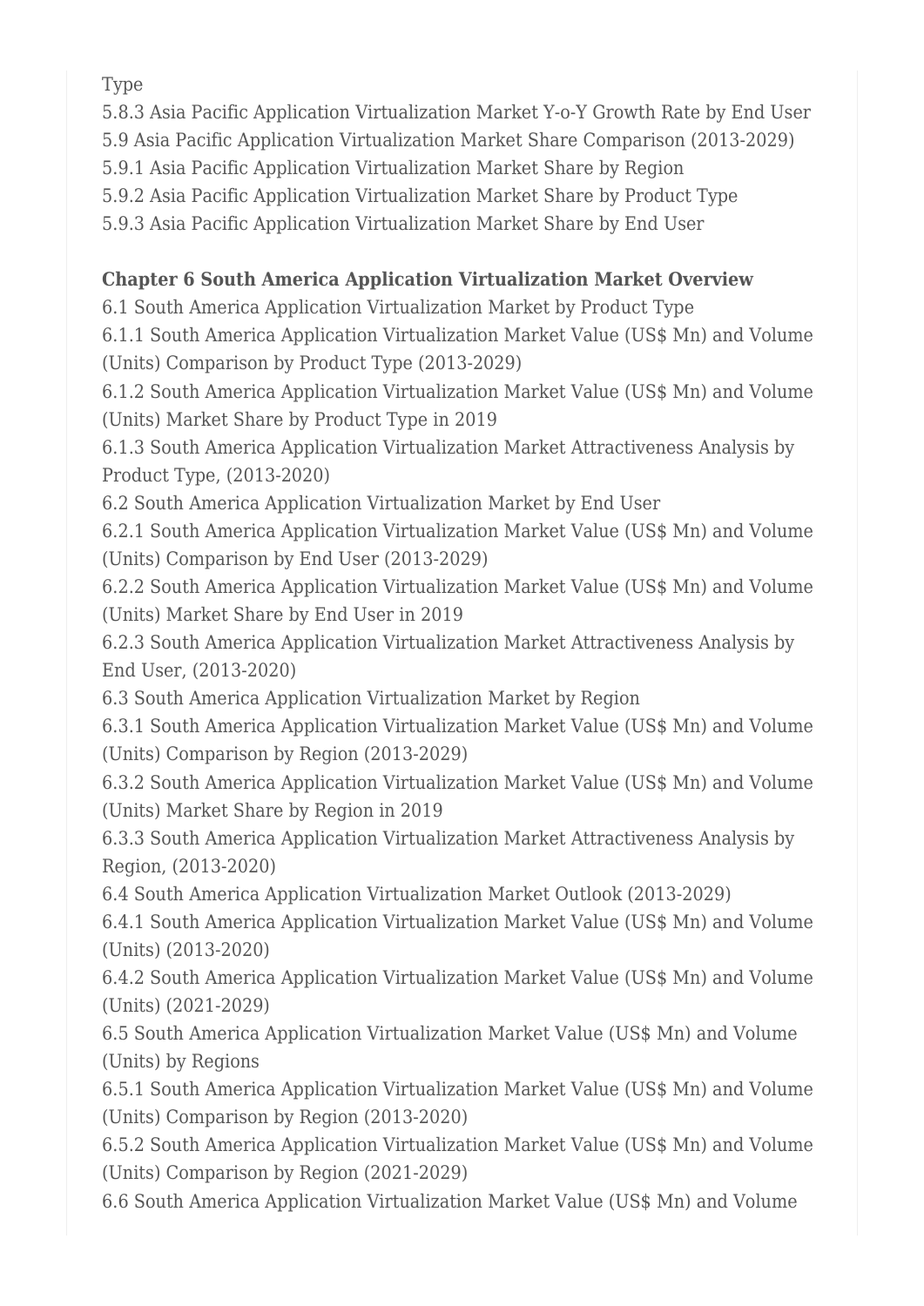Type

5.8.3 Asia Pacific Application Virtualization Market Y-o-Y Growth Rate by End User

5.9 Asia Pacific Application Virtualization Market Share Comparison (2013-2029)

5.9.1 Asia Pacific Application Virtualization Market Share by Region

5.9.2 Asia Pacific Application Virtualization Market Share by Product Type

5.9.3 Asia Pacific Application Virtualization Market Share by End User

**Chapter 6 South America Application Virtualization Market Overview**

6.1 South America Application Virtualization Market by Product Type

6.1.1 South America Application Virtualization Market Value (US$ Mn) and Volume (Units) Comparison by Product Type (2013-2029)

6.1.2 South America Application Virtualization Market Value (US$ Mn) and Volume (Units) Market Share by Product Type in 2019

6.1.3 South America Application Virtualization Market Attractiveness Analysis by Product Type, (2013-2020)

6.2 South America Application Virtualization Market by End User

6.2.1 South America Application Virtualization Market Value (US$ Mn) and Volume (Units) Comparison by End User (2013-2029)

6.2.2 South America Application Virtualization Market Value (US$ Mn) and Volume (Units) Market Share by End User in 2019

6.2.3 South America Application Virtualization Market Attractiveness Analysis by End User, (2013-2020)

6.3 South America Application Virtualization Market by Region

6.3.1 South America Application Virtualization Market Value (US$ Mn) and Volume (Units) Comparison by Region (2013-2029)

6.3.2 South America Application Virtualization Market Value (US$ Mn) and Volume (Units) Market Share by Region in 2019

6.3.3 South America Application Virtualization Market Attractiveness Analysis by Region, (2013-2020)

6.4 South America Application Virtualization Market Outlook (2013-2029)

6.4.1 South America Application Virtualization Market Value (US$ Mn) and Volume (Units) (2013-2020)

6.4.2 South America Application Virtualization Market Value (US$ Mn) and Volume (Units) (2021-2029)

6.5 South America Application Virtualization Market Value (US$ Mn) and Volume (Units) by Regions

6.5.1 South America Application Virtualization Market Value (US$ Mn) and Volume (Units) Comparison by Region (2013-2020)

6.5.2 South America Application Virtualization Market Value (US$ Mn) and Volume (Units) Comparison by Region (2021-2029)

6.6 South America Application Virtualization Market Value (US$ Mn) and Volume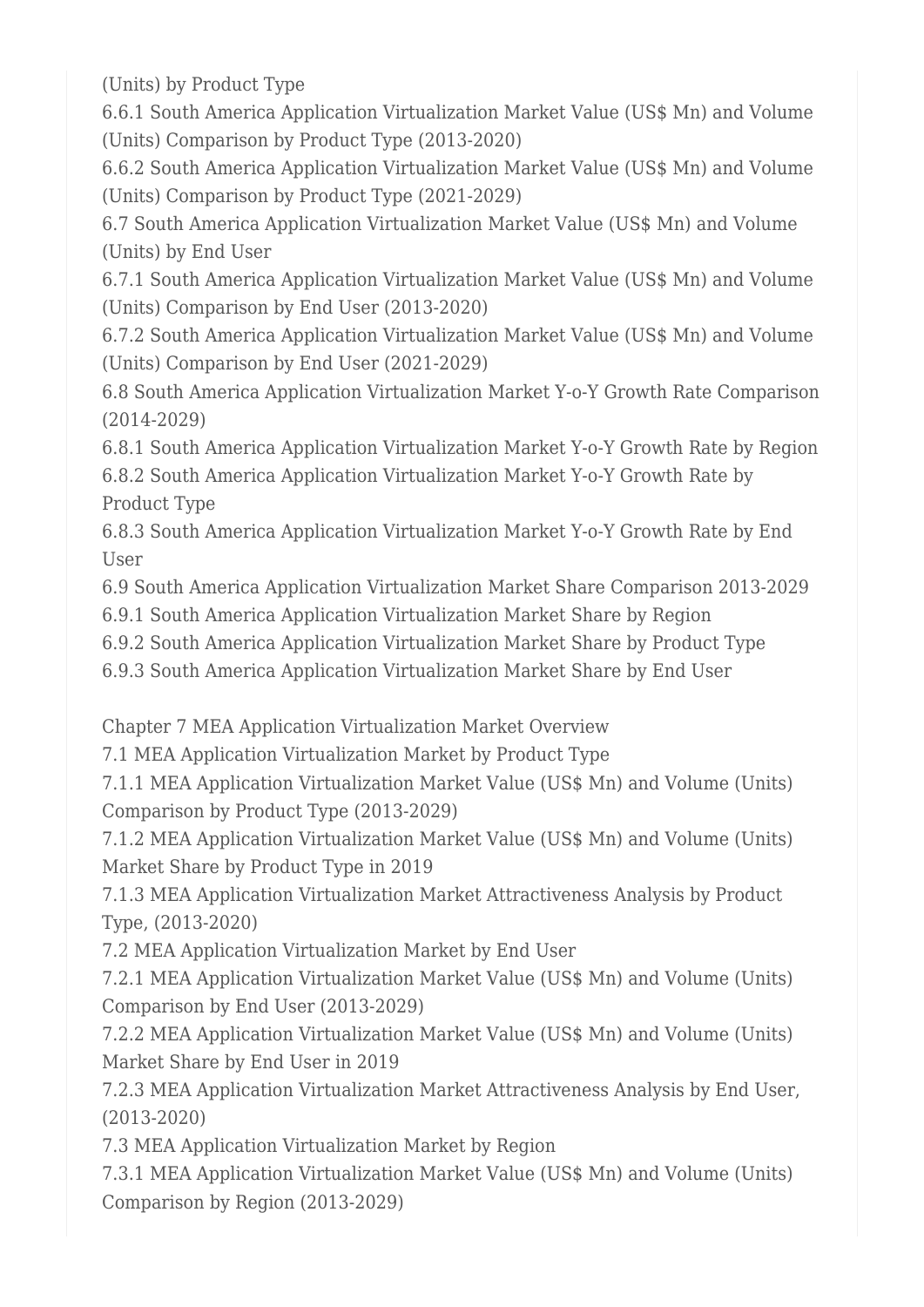(Units) by Product Type

6.6.1 South America Application Virtualization Market Value (US$ Mn) and Volume (Units) Comparison by Product Type (2013-2020)

6.6.2 South America Application Virtualization Market Value (US$ Mn) and Volume (Units) Comparison by Product Type (2021-2029)

6.7 South America Application Virtualization Market Value (US$ Mn) and Volume (Units) by End User

6.7.1 South America Application Virtualization Market Value (US$ Mn) and Volume (Units) Comparison by End User (2013-2020)

6.7.2 South America Application Virtualization Market Value (US$ Mn) and Volume (Units) Comparison by End User (2021-2029)

6.8 South America Application Virtualization Market Y-o-Y Growth Rate Comparison (2014-2029)

6.8.1 South America Application Virtualization Market Y-o-Y Growth Rate by Region

6.8.2 South America Application Virtualization Market Y-o-Y Growth Rate by Product Type

6.8.3 South America Application Virtualization Market Y-o-Y Growth Rate by End User

6.9 South America Application Virtualization Market Share Comparison 2013-2029

6.9.1 South America Application Virtualization Market Share by Region

6.9.2 South America Application Virtualization Market Share by Product Type

6.9.3 South America Application Virtualization Market Share by End User

Chapter 7 MEA Application Virtualization Market Overview

7.1 MEA Application Virtualization Market by Product Type

7.1.1 MEA Application Virtualization Market Value (US$ Mn) and Volume (Units) Comparison by Product Type (2013-2029)

7.1.2 MEA Application Virtualization Market Value (US$ Mn) and Volume (Units) Market Share by Product Type in 2019

7.1.3 MEA Application Virtualization Market Attractiveness Analysis by Product Type, (2013-2020)

7.2 MEA Application Virtualization Market by End User

7.2.1 MEA Application Virtualization Market Value (US$ Mn) and Volume (Units) Comparison by End User (2013-2029)

7.2.2 MEA Application Virtualization Market Value (US$ Mn) and Volume (Units) Market Share by End User in 2019

7.2.3 MEA Application Virtualization Market Attractiveness Analysis by End User, (2013-2020)

7.3 MEA Application Virtualization Market by Region

7.3.1 MEA Application Virtualization Market Value (US$ Mn) and Volume (Units) Comparison by Region (2013-2029)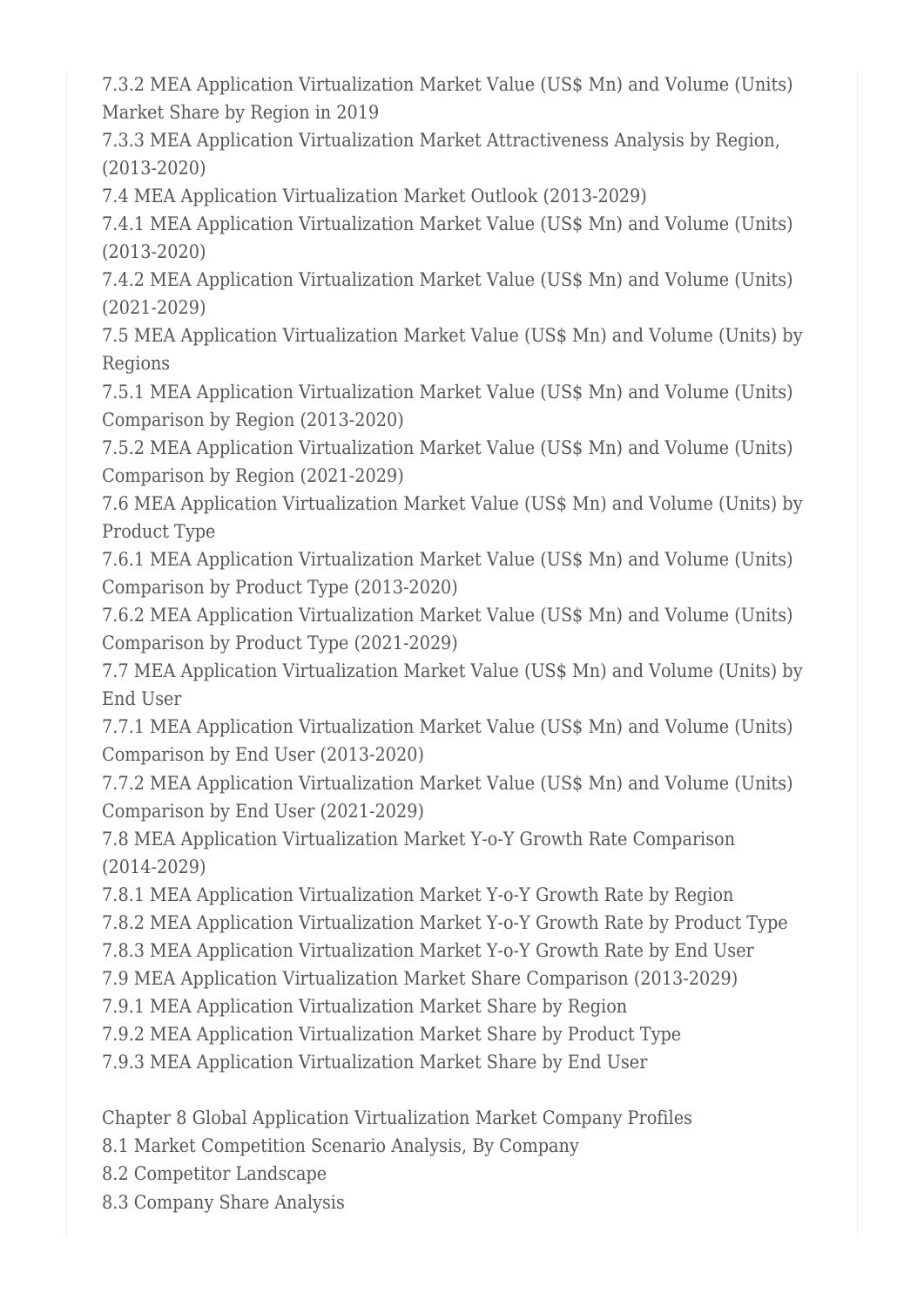7.3.2 MEA Application Virtualization Market Value (US$ Mn) and Volume (Units) Market Share by Region in 2019
7.3.3 MEA Application Virtualization Market Attractiveness Analysis by Region, (2013-2020)
7.4 MEA Application Virtualization Market Outlook (2013-2029)
7.4.1 MEA Application Virtualization Market Value (US$ Mn) and Volume (Units) (2013-2020)
7.4.2 MEA Application Virtualization Market Value (US$ Mn) and Volume (Units) (2021-2029)
7.5 MEA Application Virtualization Market Value (US$ Mn) and Volume (Units) by Regions
7.5.1 MEA Application Virtualization Market Value (US$ Mn) and Volume (Units) Comparison by Region (2013-2020)
7.5.2 MEA Application Virtualization Market Value (US$ Mn) and Volume (Units) Comparison by Region (2021-2029)
7.6 MEA Application Virtualization Market Value (US$ Mn) and Volume (Units) by Product Type
7.6.1 MEA Application Virtualization Market Value (US$ Mn) and Volume (Units) Comparison by Product Type (2013-2020)
7.6.2 MEA Application Virtualization Market Value (US$ Mn) and Volume (Units) Comparison by Product Type (2021-2029)
7.7 MEA Application Virtualization Market Value (US$ Mn) and Volume (Units) by End User
7.7.1 MEA Application Virtualization Market Value (US$ Mn) and Volume (Units) Comparison by End User (2013-2020)
7.7.2 MEA Application Virtualization Market Value (US$ Mn) and Volume (Units) Comparison by End User (2021-2029)
7.8 MEA Application Virtualization Market Y-o-Y Growth Rate Comparison (2014-2029)
7.8.1 MEA Application Virtualization Market Y-o-Y Growth Rate by Region
7.8.2 MEA Application Virtualization Market Y-o-Y Growth Rate by Product Type
7.8.3 MEA Application Virtualization Market Y-o-Y Growth Rate by End User
7.9 MEA Application Virtualization Market Share Comparison (2013-2029)
7.9.1 MEA Application Virtualization Market Share by Region
7.9.2 MEA Application Virtualization Market Share by Product Type
7.9.3 MEA Application Virtualization Market Share by End User

Chapter 8 Global Application Virtualization Market Company Profiles
8.1 Market Competition Scenario Analysis, By Company
8.2 Competitor Landscape
8.3 Company Share Analysis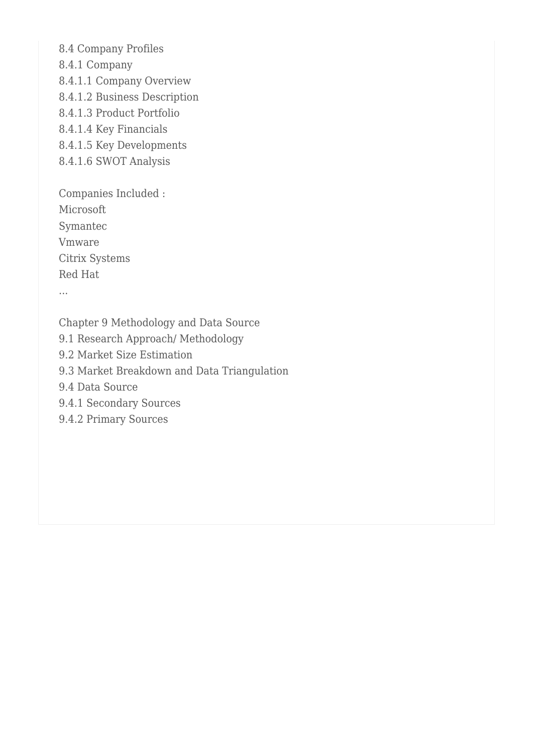8.4 Company Profiles
8.4.1 Company
8.4.1.1 Company Overview
8.4.1.2 Business Description
8.4.1.3 Product Portfolio
8.4.1.4 Key Financials
8.4.1.5 Key Developments
8.4.1.6 SWOT Analysis

Companies Included :
Microsoft
Symantec
Vmware
Citrix Systems
Red Hat
…

Chapter 9 Methodology and Data Source
9.1 Research Approach/ Methodology
9.2 Market Size Estimation
9.3 Market Breakdown and Data Triangulation
9.4 Data Source
9.4.1 Secondary Sources
9.4.2 Primary Sources